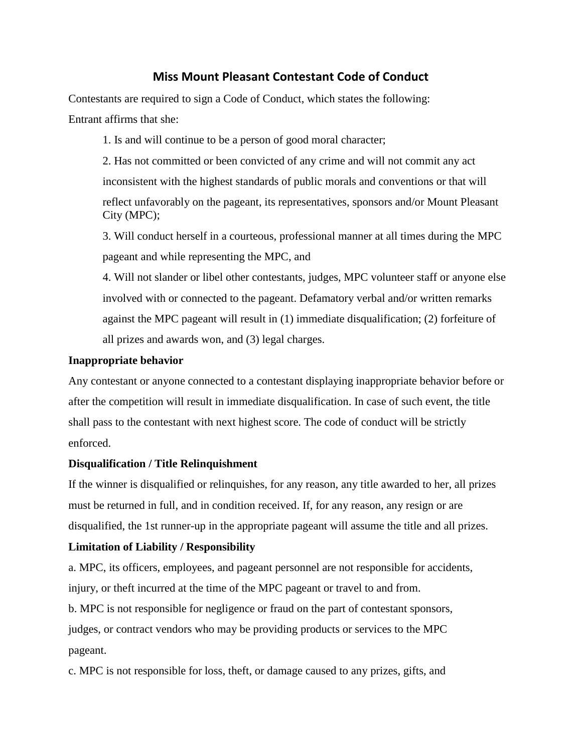# Miss Mount Pleasant Contestant Code of Conduct

Contestants are required to sign a Code of Conduct, which states the following:

Entrant affirms that she:

1. Is and will continue to be a person of good moral character;
2. Has not committed or been convicted of any crime and will not commit any act inconsistent with the highest standards of public morals and conventions or that will reflect unfavorably on the pageant, its representatives, sponsors and/or Mount Pleasant City (MPC);
3. Will conduct herself in a courteous, professional manner at all times during the MPC pageant and while representing the MPC, and
4. Will not slander or libel other contestants, judges, MPC volunteer staff or anyone else involved with or connected to the pageant. Defamatory verbal and/or written remarks against the MPC pageant will result in (1) immediate disqualification; (2) forfeiture of all prizes and awards won, and (3) legal charges.

**Inappropriate behavior**

Any contestant or anyone connected to a contestant displaying inappropriate behavior before or after the competition will result in immediate disqualification. In case of such event, the title shall pass to the contestant with next highest score. The code of conduct will be strictly enforced.

**Disqualification / Title Relinquishment**

If the winner is disqualified or relinquishes, for any reason, any title awarded to her, all prizes must be returned in full, and in condition received. If, for any reason, any resign or are disqualified, the 1st runner-up in the appropriate pageant will assume the title and all prizes.

**Limitation of Liability / Responsibility**

a. MPC, its officers, employees, and pageant personnel are not responsible for accidents, injury, or theft incurred at the time of the MPC pageant or travel to and from.

b. MPC is not responsible for negligence or fraud on the part of contestant sponsors, judges, or contract vendors who may be providing products or services to the MPC pageant.

c. MPC is not responsible for loss, theft, or damage caused to any prizes, gifts, and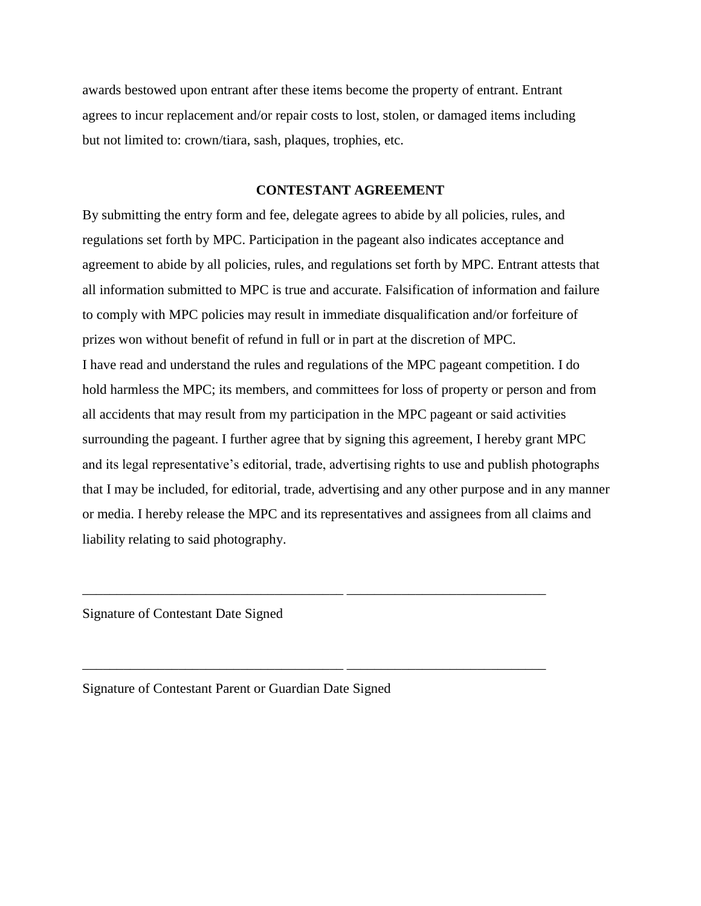awards bestowed upon entrant after these items become the property of entrant. Entrant agrees to incur replacement and/or repair costs to lost, stolen, or damaged items including but not limited to: crown/tiara, sash, plaques, trophies, etc.

## CONTESTANT AGREEMENT

By submitting the entry form and fee, delegate agrees to abide by all policies, rules, and regulations set forth by MPC. Participation in the pageant also indicates acceptance and agreement to abide by all policies, rules, and regulations set forth by MPC. Entrant attests that all information submitted to MPC is true and accurate. Falsification of information and failure to comply with MPC policies may result in immediate disqualification and/or forfeiture of prizes won without benefit of refund in full or in part at the discretion of MPC.

I have read and understand the rules and regulations of the MPC pageant competition. I do hold harmless the MPC; its members, and committees for loss of property or person and from all accidents that may result from my participation in the MPC pageant or said activities surrounding the pageant. I further agree that by signing this agreement, I hereby grant MPC and its legal representative's editorial, trade, advertising rights to use and publish photographs that I may be included, for editorial, trade, advertising and any other purpose and in any manner or media. I hereby release the MPC and its representatives and assignees from all claims and liability relating to said photography.

______________________________________ ____________________________

Signature of Contestant Date Signed

______________________________________ ____________________________

Signature of Contestant Parent or Guardian Date Signed